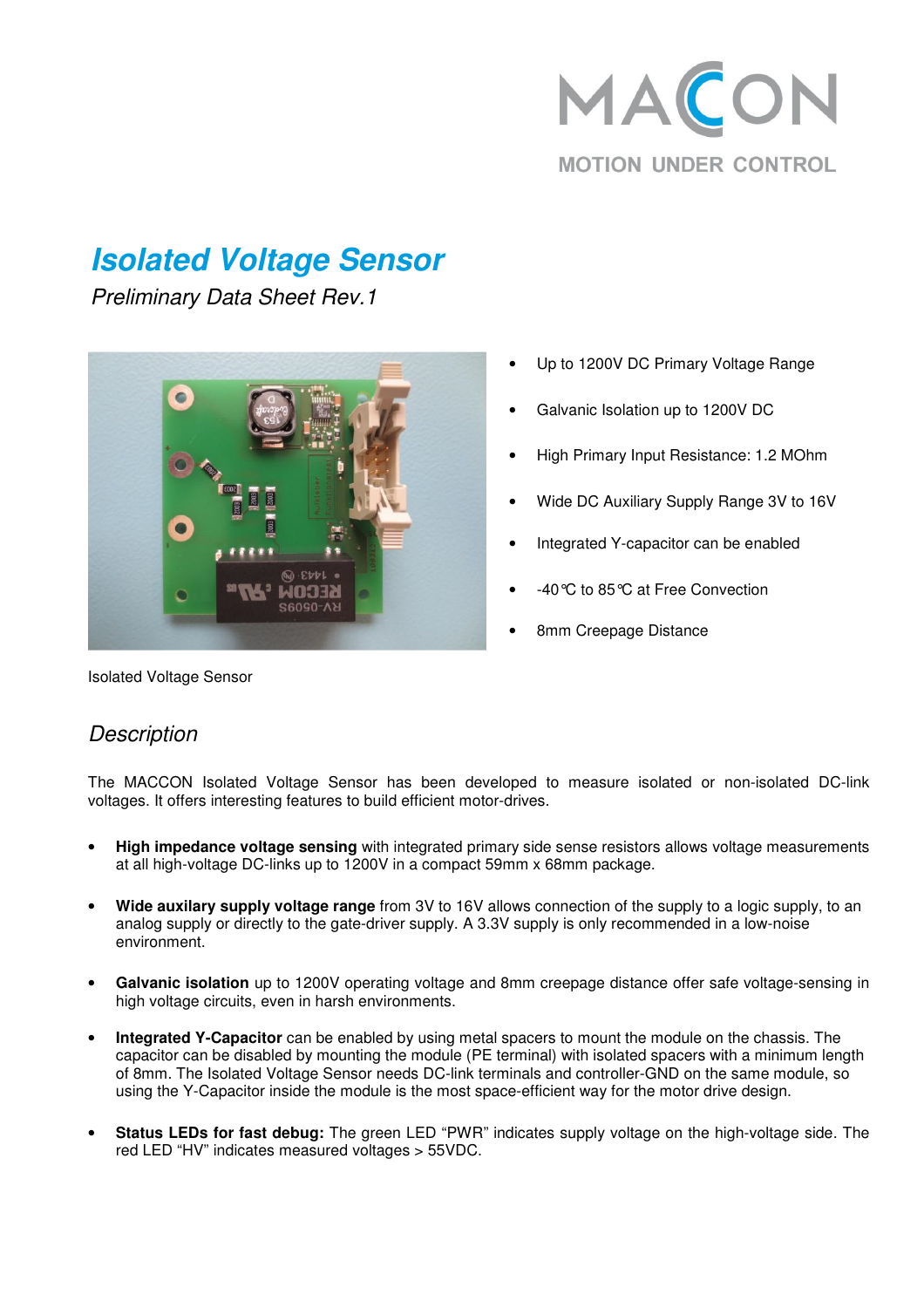MACCON

MOTION UNDER CONTROL

# Isolated Voltage Sensor

*Preliminary Data Sheet Rev.1*

- Up to 1200V DC Primary Voltage Range
- Galvanic Isolation up to 1200V DC
- High Primary Input Resistance: 1.2 MOhm
- Wide DC Auxiliary Supply Range 3V to 16V
- Integrated Y-capacitor can be enabled
- -40°C to 85°C at Free Convection
- 8mm Creepage Distance

Isolated Voltage Sensor

## *Description*

The MACCON Isolated Voltage Sensor has been developed to measure isolated or non-isolated DC-link voltages. It offers interesting features to build efficient motor-drives.

- **High impedance voltage sensing** with integrated primary side sense resistors allows voltage measurements at all high-voltage DC-links up to 1200V in a compact 59mm x 68mm package.
- **Wide auxilary supply voltage range** from 3V to 16V allows connection of the supply to a logic supply, to an analog supply or directly to the gate-driver supply. A 3.3V supply is only recommended in a low-noise environment.
- **Galvanic isolation** up to 1200V operating voltage and 8mm creepage distance offer safe voltage-sensing in high voltage circuits, even in harsh environments.
- **Integrated Y-Capacitor** can be enabled by using metal spacers to mount the module on the chassis. The capacitor can be disabled by mounting the module (PE terminal) with isolated spacers with a minimum length of 8mm. The Isolated Voltage Sensor needs DC-link terminals and controller-GND on the same module, so using the Y-Capacitor inside the module is the most space-efficient way for the motor drive design.
- **Status LEDs for fast debug:** The green LED "PWR" indicates supply voltage on the high-voltage side. The red LED "HV" indicates measured voltages > 55VDC.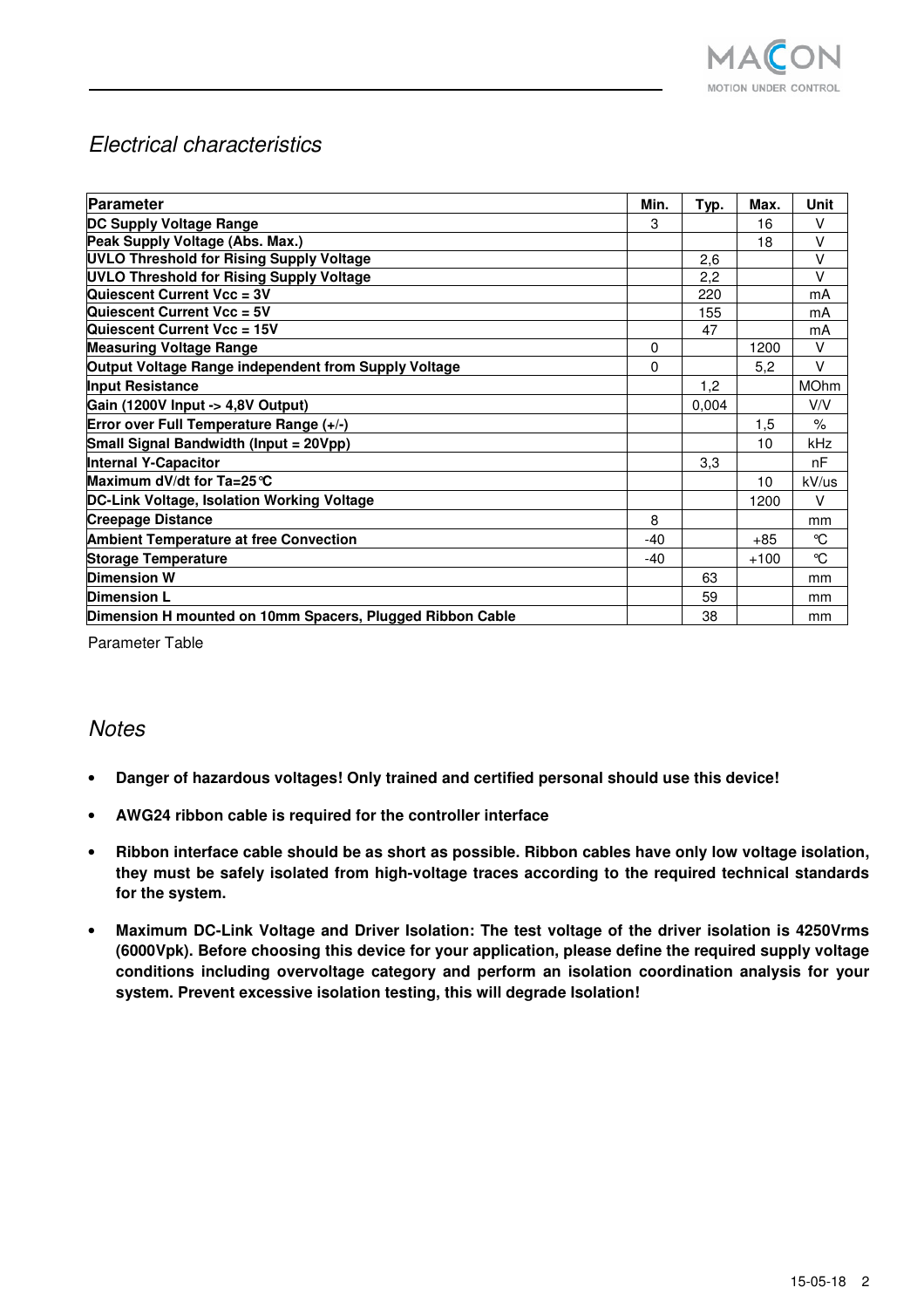## Electrical characteristics

| Parameter | Min. | Typ. | Max. | Unit |
|---|---|---|---|---|
| **DC Supply Voltage Range** | 3 | | 16 | V |
| **Peak Supply Voltage (Abs. Max.)** | | | 18 | V |
| **UVLO Threshold for Rising Supply Voltage** | | 2,6 | | V |
| **UVLO Threshold for Rising Supply Voltage** | | 2,2 | | V |
| **Quiescent Current Vcc = 3V** | | 220 | | mA |
| **Quiescent Current Vcc = 5V** | | 155 | | mA |
| **Quiescent Current Vcc = 15V** | | 47 | | mA |
| **Measuring Voltage Range** | 0 | | 1200 | V |
| **Output Voltage Range independent from Supply Voltage** | 0 | | 5,2 | V |
| **Input Resistance** | | 1,2 | | MOhm |
| **Gain (1200V Input -> 4,8V Output)** | | 0,004 | | V/V |
| **Error over Full Temperature Range (+/-)** | | | 1,5 | % |
| **Small Signal Bandwidth (Input = 20Vpp)** | | | 10 | kHz |
| **Internal Y-Capacitor** | | 3,3 | | nF |
| **Maximum dV/dt for Ta=25°C** | | | 10 | kV/us |
| **DC-Link Voltage, Isolation Working Voltage** | | | 1200 | V |
| **Creepage Distance** | 8 | | | mm |
| **Ambient Temperature at free Convection** | -40 | | +85 | °C |
| **Storage Temperature** | -40 | | +100 | °C |
| **Dimension W** | | 63 | | mm |
| **Dimension L** | | 59 | | mm |
| **Dimension H mounted on 10mm Spacers, Plugged Ribbon Cable** | | 38 | | mm |

Parameter Table

## Notes

- **Danger of hazardous voltages! Only trained and certified personal should use this device!**
- **AWG24 ribbon cable is required for the controller interface**
- **Ribbon interface cable should be as short as possible. Ribbon cables have only low voltage isolation, they must be safely isolated from high-voltage traces according to the required technical standards for the system.**
- **Maximum DC-Link Voltage and Driver Isolation: The test voltage of the driver isolation is 4250Vrms (6000Vpk). Before choosing this device for your application, please define the required supply voltage conditions including overvoltage category and perform an isolation coordination analysis for your system. Prevent excessive isolation testing, this will degrade Isolation!**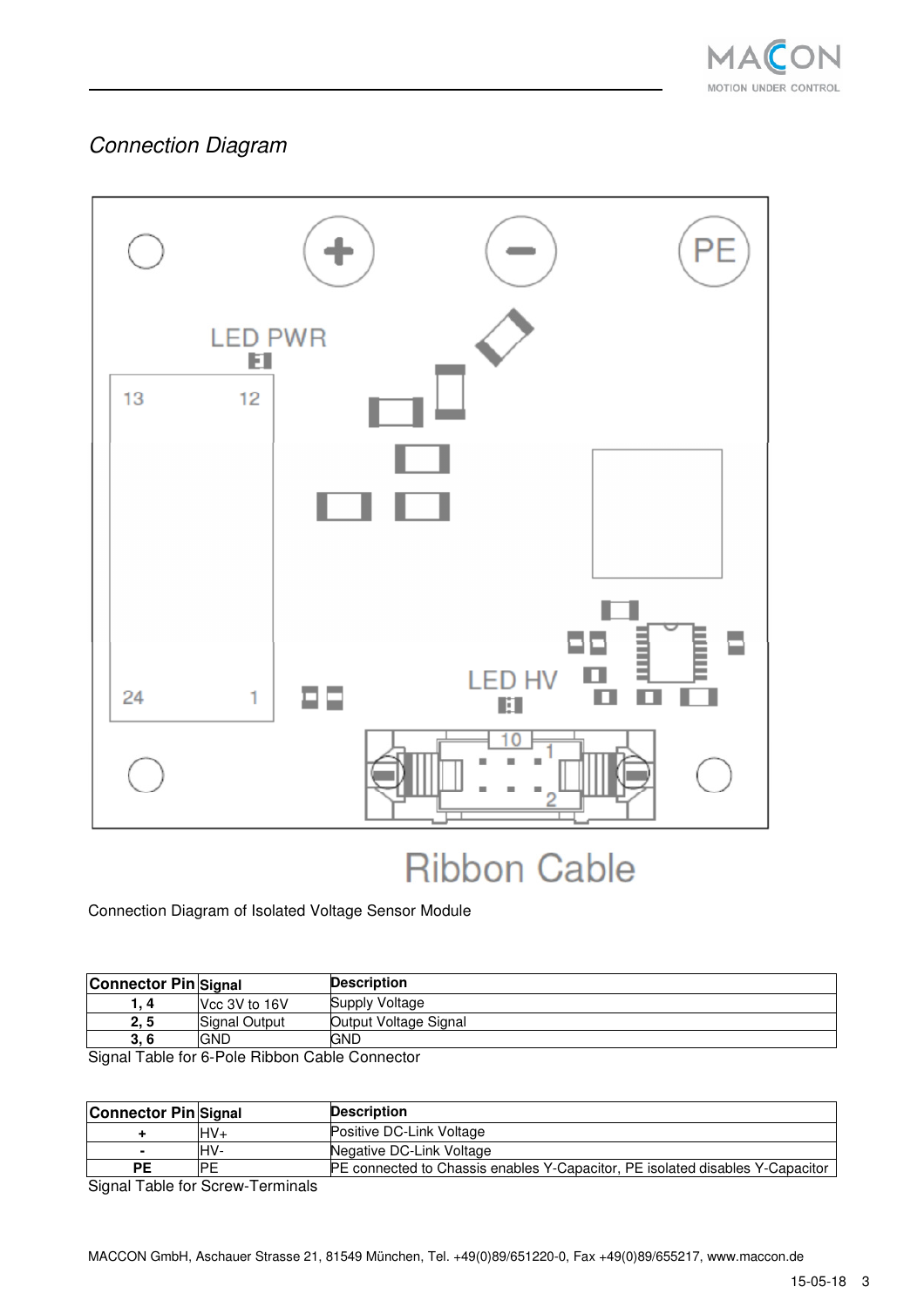## Connection Diagram

LED PWR

13 12

24 1

LED HV

10 1

2

PE

Ribbon Cable

Connection Diagram of Isolated Voltage Sensor Module

| Connector Pin | Signal | Description |
|---|---|---|
| 1, 4 | Vcc 3V to 16V | Supply Voltage |
| 2, 5 | Signal Output | Output Voltage Signal |
| 3, 6 | GND | GND |

Signal Table for 6-Pole Ribbon Cable Connector

| Connector Pin | Signal | Description |
|---|---|---|
| + | HV+ | Positive DC-Link Voltage |
| - | HV- | Negative DC-Link Voltage |
| PE | PE | PE connected to Chassis enables Y-Capacitor, PE isolated disables Y-Capacitor |

Signal Table for Screw-Terminals

MACCON GmbH, Aschauer Strasse 21, 81549 München, Tel. +49(0)89/651220-0, Fax +49(0)89/655217, www.maccon.de

15-05-18